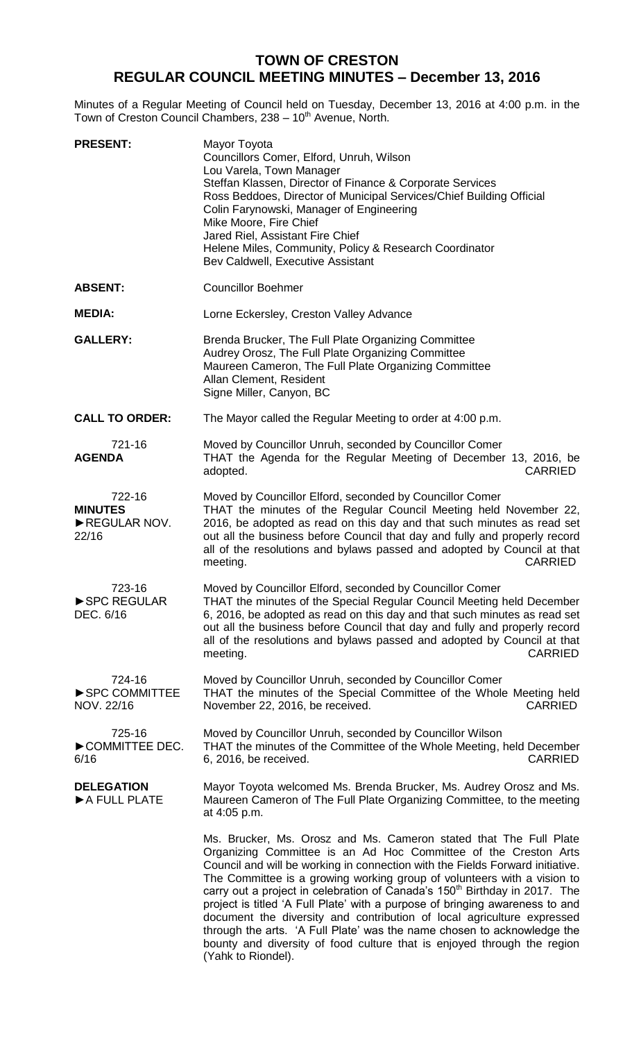# TOWN OF CRESTON
## REGULAR COUNCIL MEETING MINUTES – December 13, 2016

Minutes of a Regular Meeting of Council held on Tuesday, December 13, 2016 at 4:00 p.m. in the Town of Creston Council Chambers, 238 – 10th Avenue, North.

**PRESENT:**
Mayor Toyota
Councillors Comer, Elford, Unruh, Wilson
Lou Varela, Town Manager
Steffan Klassen, Director of Finance & Corporate Services
Ross Beddoes, Director of Municipal Services/Chief Building Official
Colin Farynowski, Manager of Engineering
Mike Moore, Fire Chief
Jared Riel, Assistant Fire Chief
Helene Miles, Community, Policy & Research Coordinator
Bev Caldwell, Executive Assistant

**ABSENT:** Councillor Boehmer

**MEDIA:** Lorne Eckersley, Creston Valley Advance

**GALLERY:**
Brenda Brucker, The Full Plate Organizing Committee
Audrey Orosz, The Full Plate Organizing Committee
Maureen Cameron, The Full Plate Organizing Committee
Allan Clement, Resident
Signe Miller, Canyon, BC

**CALL TO ORDER:** The Mayor called the Regular Meeting to order at 4:00 p.m.

**721-16 AGENDA**
Moved by Councillor Unruh, seconded by Councillor Comer
THAT the Agenda for the Regular Meeting of December 13, 2016, be adopted. CARRIED

**722-16 MINUTES ►REGULAR NOV. 22/16**
Moved by Councillor Elford, seconded by Councillor Comer
THAT the minutes of the Regular Council Meeting held November 22, 2016, be adopted as read on this day and that such minutes as read set out all the business before Council that day and fully and properly record all of the resolutions and bylaws passed and adopted by Council at that meeting. CARRIED

**723-16 ►SPC REGULAR DEC. 6/16**
Moved by Councillor Elford, seconded by Councillor Comer
THAT the minutes of the Special Regular Council Meeting held December 6, 2016, be adopted as read on this day and that such minutes as read set out all the business before Council that day and fully and properly record all of the resolutions and bylaws passed and adopted by Council at that meeting. CARRIED

**724-16 ►SPC COMMITTEE NOV. 22/16**
Moved by Councillor Unruh, seconded by Councillor Comer
THAT the minutes of the Special Committee of the Whole Meeting held November 22, 2016, be received. CARRIED

**725-16 ►COMMITTEE DEC. 6/16**
Moved by Councillor Unruh, seconded by Councillor Wilson
THAT the minutes of the Committee of the Whole Meeting, held December 6, 2016, be received. CARRIED

**DELEGATION ►A FULL PLATE**
Mayor Toyota welcomed Ms. Brenda Brucker, Ms. Audrey Orosz and Ms. Maureen Cameron of The Full Plate Organizing Committee, to the meeting at 4:05 p.m.

Ms. Brucker, Ms. Orosz and Ms. Cameron stated that The Full Plate Organizing Committee is an Ad Hoc Committee of the Creston Arts Council and will be working in connection with the Fields Forward initiative. The Committee is a growing working group of volunteers with a vision to carry out a project in celebration of Canada's 150th Birthday in 2017. The project is titled 'A Full Plate' with a purpose of bringing awareness to and document the diversity and contribution of local agriculture expressed through the arts. 'A Full Plate' was the name chosen to acknowledge the bounty and diversity of food culture that is enjoyed through the region (Yahk to Riondel).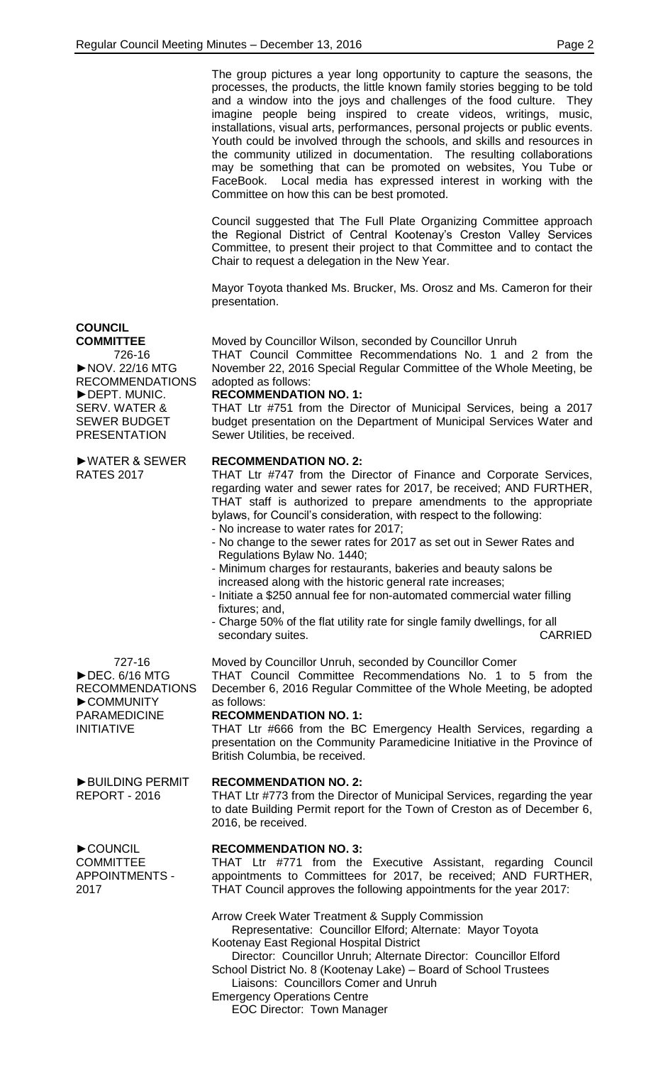The group pictures a year long opportunity to capture the seasons, the processes, the products, the little known family stories begging to be told and a window into the joys and challenges of the food culture. They imagine people being inspired to create videos, writings, music, installations, visual arts, performances, personal projects or public events. Youth could be involved through the schools, and skills and resources in the community utilized in documentation. The resulting collaborations may be something that can be promoted on websites, You Tube or FaceBook. Local media has expressed interest in working with the Committee on how this can be best promoted.

Council suggested that The Full Plate Organizing Committee approach the Regional District of Central Kootenay's Creston Valley Services Committee, to present their project to that Committee and to contact the Chair to request a delegation in the New Year.

Mayor Toyota thanked Ms. Brucker, Ms. Orosz and Ms. Cameron for their presentation.

**COUNCIL COMMITTEE**

726-16
►NOV. 22/16 MTG RECOMMENDATIONS
►DEPT. MUNIC. SERV. WATER & SEWER BUDGET PRESENTATION

Moved by Councillor Wilson, seconded by Councillor Unruh
THAT Council Committee Recommendations No. 1 and 2 from the November 22, 2016 Special Regular Committee of the Whole Meeting, be adopted as follows:

**RECOMMENDATION NO. 1:**
THAT Ltr #751 from the Director of Municipal Services, being a 2017 budget presentation on the Department of Municipal Services Water and Sewer Utilities, be received.

►WATER & SEWER RATES 2017

**RECOMMENDATION NO. 2:**
THAT Ltr #747 from the Director of Finance and Corporate Services, regarding water and sewer rates for 2017, be received; AND FURTHER, THAT staff is authorized to prepare amendments to the appropriate bylaws, for Council's consideration, with respect to the following:

- No increase to water rates for 2017;
- No change to the sewer rates for 2017 as set out in Sewer Rates and Regulations Bylaw No. 1440;
- Minimum charges for restaurants, bakeries and beauty salons be increased along with the historic general rate increases;
- Initiate a $250 annual fee for non-automated commercial water filling fixtures; and,
- Charge 50% of the flat utility rate for single family dwellings, for all secondary suites. CARRIED

727-16
►DEC. 6/16 MTG RECOMMENDATIONS
►COMMUNITY PARAMEDICINE INITIATIVE

Moved by Councillor Unruh, seconded by Councillor Comer
THAT Council Committee Recommendations No. 1 to 5 from the December 6, 2016 Regular Committee of the Whole Meeting, be adopted as follows:

**RECOMMENDATION NO. 1:**
THAT Ltr #666 from the BC Emergency Health Services, regarding a presentation on the Community Paramedicine Initiative in the Province of British Columbia, be received.

►BUILDING PERMIT REPORT - 2016

**RECOMMENDATION NO. 2:**
THAT Ltr #773 from the Director of Municipal Services, regarding the year to date Building Permit report for the Town of Creston as of December 6, 2016, be received.

►COUNCIL COMMITTEE APPOINTMENTS - 2017

**RECOMMENDATION NO. 3:**
THAT Ltr #771 from the Executive Assistant, regarding Council appointments to Committees for 2017, be received; AND FURTHER, THAT Council approves the following appointments for the year 2017:

Arrow Creek Water Treatment & Supply Commission
  Representative: Councillor Elford; Alternate: Mayor Toyota
Kootenay East Regional Hospital District
  Director: Councillor Unruh; Alternate Director: Councillor Elford
School District No. 8 (Kootenay Lake) – Board of School Trustees
  Liaisons: Councillors Comer and Unruh
Emergency Operations Centre
  EOC Director: Town Manager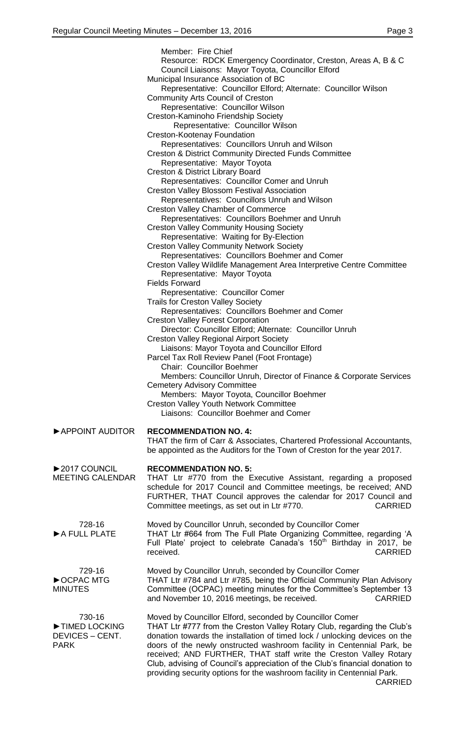Member: Fire Chief
Resource: RDCK Emergency Coordinator, Creston, Areas A, B & C
Council Liaisons: Mayor Toyota, Councillor Elford

Municipal Insurance Association of BC
Representative: Councillor Elford; Alternate: Councillor Wilson

Community Arts Council of Creston
Representative: Councillor Wilson

Creston-Kaminoho Friendship Society
Representative: Councillor Wilson

Creston-Kootenay Foundation
Representatives: Councillors Unruh and Wilson

Creston & District Community Directed Funds Committee
Representative: Mayor Toyota

Creston & District Library Board
Representatives: Councillor Comer and Unruh

Creston Valley Blossom Festival Association
Representatives: Councillors Unruh and Wilson

Creston Valley Chamber of Commerce
Representatives: Councillors Boehmer and Unruh

Creston Valley Community Housing Society
Representative: Waiting for By-Election

Creston Valley Community Network Society
Representatives: Councillors Boehmer and Comer

Creston Valley Wildlife Management Area Interpretive Centre Committee
Representative: Mayor Toyota

Fields Forward
Representative: Councillor Comer

Trails for Creston Valley Society
Representatives: Councillors Boehmer and Comer

Creston Valley Forest Corporation
Director: Councillor Elford; Alternate: Councillor Unruh

Creston Valley Regional Airport Society
Liaisons: Mayor Toyota and Councillor Elford

Parcel Tax Roll Review Panel (Foot Frontage)
Chair: Councillor Boehmer
Members: Councillor Unruh, Director of Finance & Corporate Services

Cemetery Advisory Committee
Members: Mayor Toyota, Councillor Boehmer

Creston Valley Youth Network Committee
Liaisons: Councillor Boehmer and Comer

►APPOINT AUDITOR

**RECOMMENDATION NO. 4:**
THAT the firm of Carr & Associates, Chartered Professional Accountants, be appointed as the Auditors for the Town of Creston for the year 2017.

►2017 COUNCIL MEETING CALENDAR

**RECOMMENDATION NO. 5:**
THAT Ltr #770 from the Executive Assistant, regarding a proposed schedule for 2017 Council and Committee meetings, be received; AND FURTHER, THAT Council approves the calendar for 2017 Council and Committee meetings, as set out in Ltr #770. CARRIED

728-16
►A FULL PLATE

Moved by Councillor Unruh, seconded by Councillor Comer
THAT Ltr #664 from The Full Plate Organizing Committee, regarding 'A Full Plate' project to celebrate Canada's 150th Birthday in 2017, be received. CARRIED

729-16
►OCPAC MTG MINUTES

Moved by Councillor Unruh, seconded by Councillor Comer
THAT Ltr #784 and Ltr #785, being the Official Community Plan Advisory Committee (OCPAC) meeting minutes for the Committee's September 13 and November 10, 2016 meetings, be received. CARRIED

730-16
►TIMED LOCKING DEVICES – CENT. PARK

Moved by Councillor Elford, seconded by Councillor Comer
THAT Ltr #777 from the Creston Valley Rotary Club, regarding the Club's donation towards the installation of timed lock / unlocking devices on the doors of the newly onstructed washroom facility in Centennial Park, be received; AND FURTHER, THAT staff write the Creston Valley Rotary Club, advising of Council's appreciation of the Club's financial donation to providing security options for the washroom facility in Centennial Park. CARRIED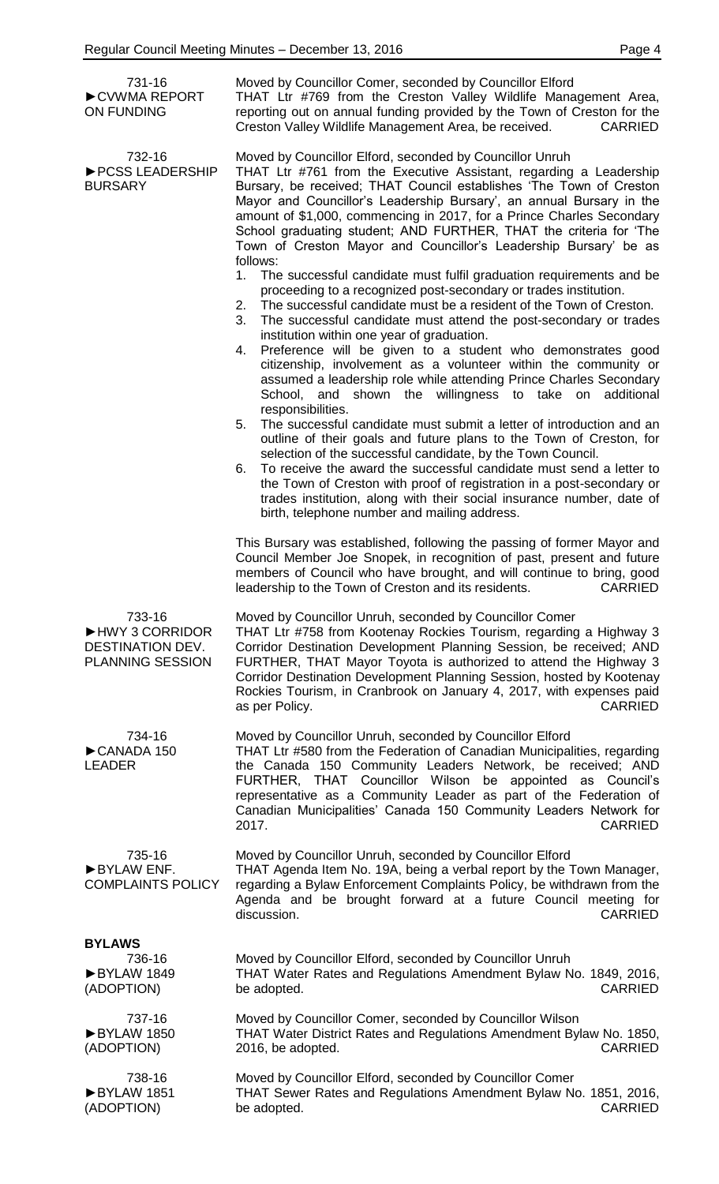731-16
►CVWMA REPORT ON FUNDING

Moved by Councillor Comer, seconded by Councillor Elford
THAT Ltr #769 from the Creston Valley Wildlife Management Area, reporting out on annual funding provided by the Town of Creston for the Creston Valley Wildlife Management Area, be received. CARRIED

732-16
►PCSS LEADERSHIP BURSARY

Moved by Councillor Elford, seconded by Councillor Unruh
THAT Ltr #761 from the Executive Assistant, regarding a Leadership Bursary, be received; THAT Council establishes 'The Town of Creston Mayor and Councillor's Leadership Bursary', an annual Bursary in the amount of $1,000, commencing in 2017, for a Prince Charles Secondary School graduating student; AND FURTHER, THAT the criteria for 'The Town of Creston Mayor and Councillor's Leadership Bursary' be as follows:

1. The successful candidate must fulfil graduation requirements and be proceeding to a recognized post-secondary or trades institution.
2. The successful candidate must be a resident of the Town of Creston.
3. The successful candidate must attend the post-secondary or trades institution within one year of graduation.
4. Preference will be given to a student who demonstrates good citizenship, involvement as a volunteer within the community or assumed a leadership role while attending Prince Charles Secondary School, and shown the willingness to take on additional responsibilities.
5. The successful candidate must submit a letter of introduction and an outline of their goals and future plans to the Town of Creston, for selection of the successful candidate, by the Town Council.
6. To receive the award the successful candidate must send a letter to the Town of Creston with proof of registration in a post-secondary or trades institution, along with their social insurance number, date of birth, telephone number and mailing address.

This Bursary was established, following the passing of former Mayor and Council Member Joe Snopek, in recognition of past, present and future members of Council who have brought, and will continue to bring, good leadership to the Town of Creston and its residents. CARRIED

733-16
►HWY 3 CORRIDOR DESTINATION DEV. PLANNING SESSION

Moved by Councillor Unruh, seconded by Councillor Comer
THAT Ltr #758 from Kootenay Rockies Tourism, regarding a Highway 3 Corridor Destination Development Planning Session, be received; AND FURTHER, THAT Mayor Toyota is authorized to attend the Highway 3 Corridor Destination Development Planning Session, hosted by Kootenay Rockies Tourism, in Cranbrook on January 4, 2017, with expenses paid as per Policy. CARRIED

734-16
►CANADA 150 LEADER

Moved by Councillor Unruh, seconded by Councillor Elford
THAT Ltr #580 from the Federation of Canadian Municipalities, regarding the Canada 150 Community Leaders Network, be received; AND FURTHER, THAT Councillor Wilson be appointed as Council's representative as a Community Leader as part of the Federation of Canadian Municipalities' Canada 150 Community Leaders Network for 2017. CARRIED

735-16
►BYLAW ENF. COMPLAINTS POLICY

Moved by Councillor Unruh, seconded by Councillor Elford
THAT Agenda Item No. 19A, being a verbal report by the Town Manager, regarding a Bylaw Enforcement Complaints Policy, be withdrawn from the Agenda and be brought forward at a future Council meeting for discussion. CARRIED

**BYLAWS**

736-16
►BYLAW 1849 (ADOPTION)

Moved by Councillor Elford, seconded by Councillor Unruh
THAT Water Rates and Regulations Amendment Bylaw No. 1849, 2016, be adopted. CARRIED

737-16
►BYLAW 1850 (ADOPTION)

Moved by Councillor Comer, seconded by Councillor Wilson
THAT Water District Rates and Regulations Amendment Bylaw No. 1850, 2016, be adopted. CARRIED

738-16
►BYLAW 1851 (ADOPTION)

Moved by Councillor Elford, seconded by Councillor Comer
THAT Sewer Rates and Regulations Amendment Bylaw No. 1851, 2016, be adopted. CARRIED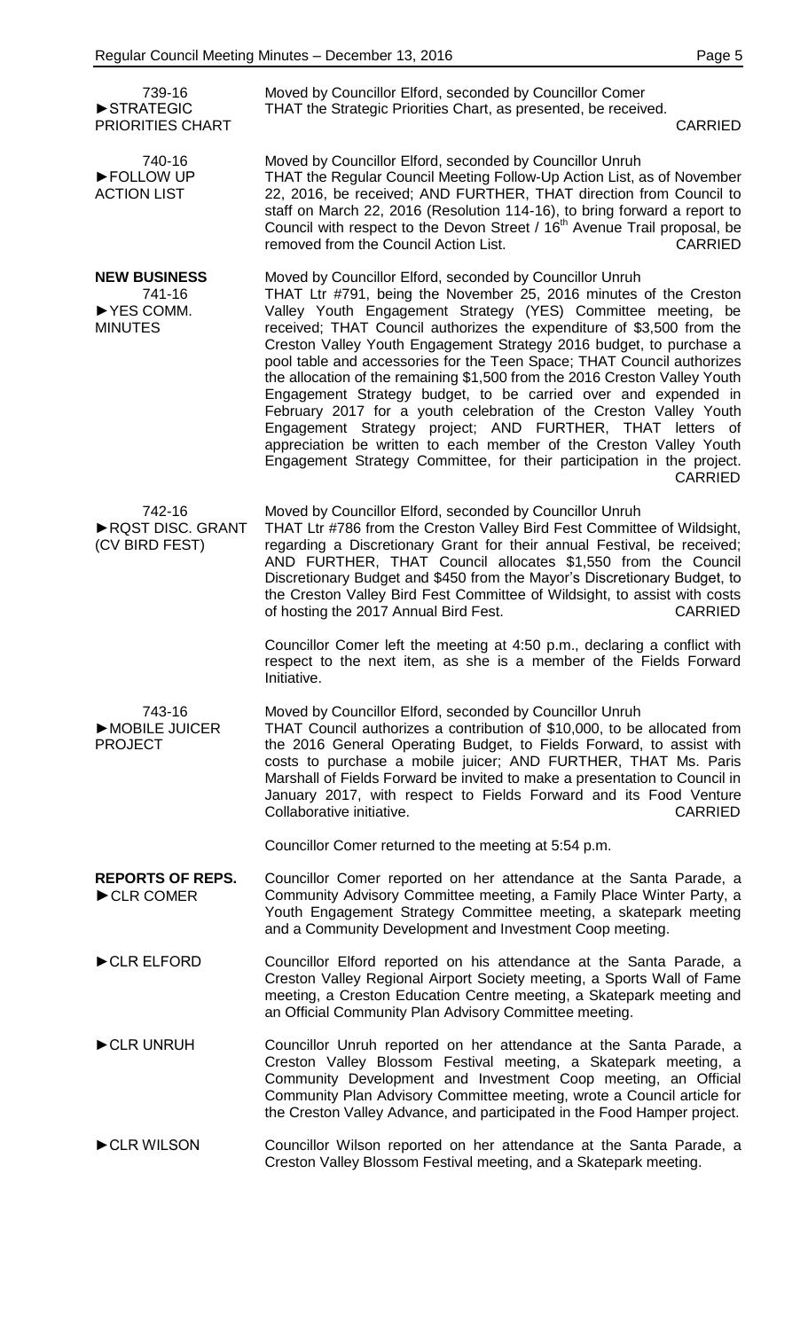**739-16**
**►STRATEGIC PRIORITIES CHART**

Moved by Councillor Elford, seconded by Councillor Comer
THAT the Strategic Priorities Chart, as presented, be received.
CARRIED

**740-16**
**►FOLLOW UP ACTION LIST**

Moved by Councillor Elford, seconded by Councillor Unruh
THAT the Regular Council Meeting Follow-Up Action List, as of November 22, 2016, be received; AND FURTHER, THAT direction from Council to staff on March 22, 2016 (Resolution 114-16), to bring forward a report to Council with respect to the Devon Street / 16th Avenue Trail proposal, be removed from the Council Action List.
CARRIED

## NEW BUSINESS

**741-16**
**►YES COMM. MINUTES**

Moved by Councillor Elford, seconded by Councillor Unruh
THAT Ltr #791, being the November 25, 2016 minutes of the Creston Valley Youth Engagement Strategy (YES) Committee meeting, be received; THAT Council authorizes the expenditure of $3,500 from the Creston Valley Youth Engagement Strategy 2016 budget, to purchase a pool table and accessories for the Teen Space; THAT Council authorizes the allocation of the remaining $1,500 from the 2016 Creston Valley Youth Engagement Strategy budget, to be carried over and expended in February 2017 for a youth celebration of the Creston Valley Youth Engagement Strategy project; AND FURTHER, THAT letters of appreciation be written to each member of the Creston Valley Youth Engagement Strategy Committee, for their participation in the project.
CARRIED

**742-16**
**►RQST DISC. GRANT (CV BIRD FEST)**

Moved by Councillor Elford, seconded by Councillor Unruh
THAT Ltr #786 from the Creston Valley Bird Fest Committee of Wildsight, regarding a Discretionary Grant for their annual Festival, be received; AND FURTHER, THAT Council allocates $1,550 from the Council Discretionary Budget and $450 from the Mayor's Discretionary Budget, to the Creston Valley Bird Fest Committee of Wildsight, to assist with costs of hosting the 2017 Annual Bird Fest.
CARRIED

Councillor Comer left the meeting at 4:50 p.m., declaring a conflict with respect to the next item, as she is a member of the Fields Forward Initiative.

**743-16**
**►MOBILE JUICER PROJECT**

Moved by Councillor Elford, seconded by Councillor Unruh
THAT Council authorizes a contribution of $10,000, to be allocated from the 2016 General Operating Budget, to Fields Forward, to assist with costs to purchase a mobile juicer; AND FURTHER, THAT Ms. Paris Marshall of Fields Forward be invited to make a presentation to Council in January 2017, with respect to Fields Forward and its Food Venture Collaborative initiative.
CARRIED

Councillor Comer returned to the meeting at 5:54 p.m.

## REPORTS OF REPS.

**►CLR COMER**

Councillor Comer reported on her attendance at the Santa Parade, a Community Advisory Committee meeting, a Family Place Winter Party, a Youth Engagement Strategy Committee meeting, a skatepark meeting and a Community Development and Investment Coop meeting.

**►CLR ELFORD**

Councillor Elford reported on his attendance at the Santa Parade, a Creston Valley Regional Airport Society meeting, a Sports Wall of Fame meeting, a Creston Education Centre meeting, a Skatepark meeting and an Official Community Plan Advisory Committee meeting.

**►CLR UNRUH**

Councillor Unruh reported on her attendance at the Santa Parade, a Creston Valley Blossom Festival meeting, a Skatepark meeting, a Community Development and Investment Coop meeting, an Official Community Plan Advisory Committee meeting, wrote a Council article for the Creston Valley Advance, and participated in the Food Hamper project.

**►CLR WILSON**

Councillor Wilson reported on her attendance at the Santa Parade, a Creston Valley Blossom Festival meeting, and a Skatepark meeting.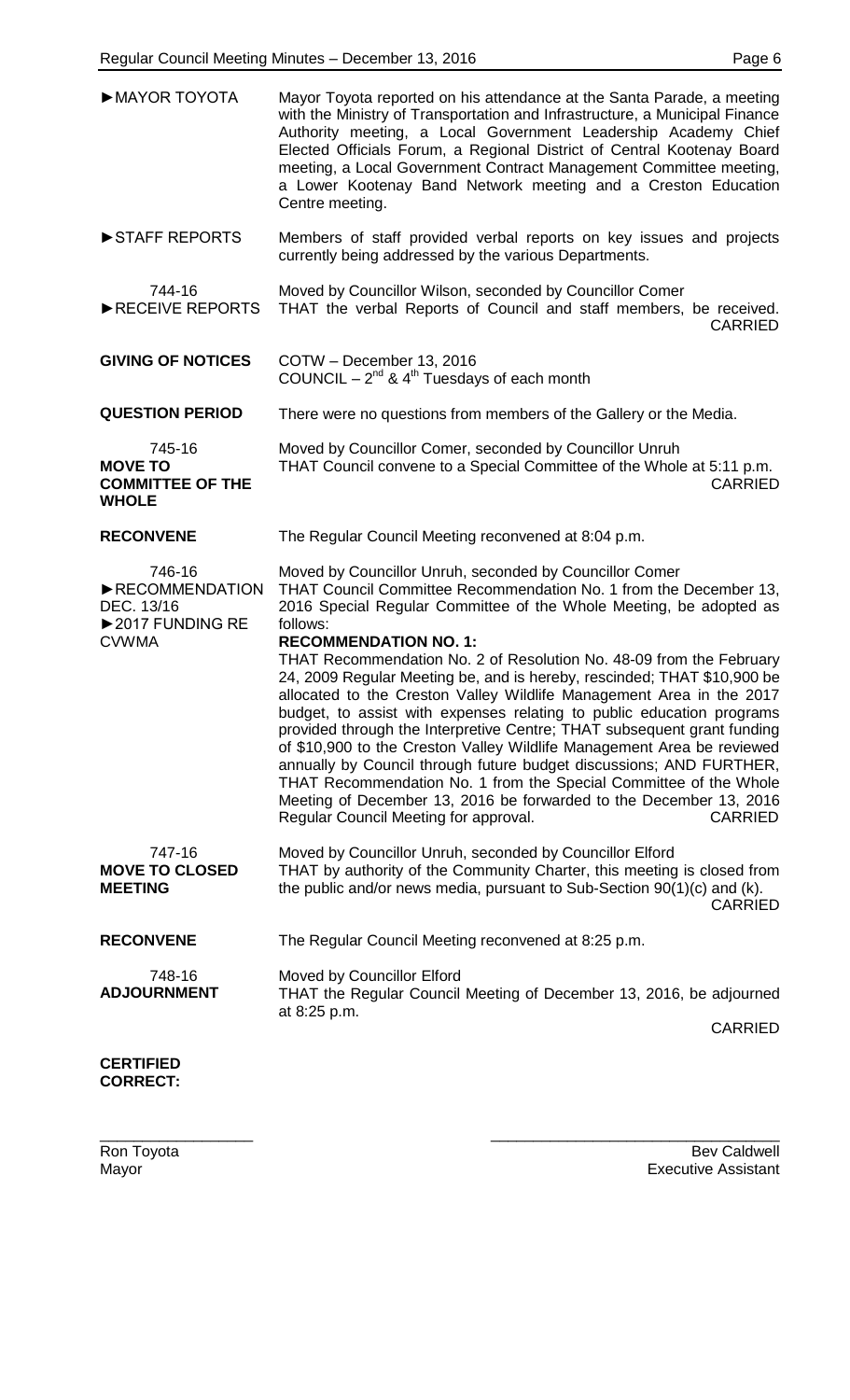►MAYOR TOYOTA

Mayor Toyota reported on his attendance at the Santa Parade, a meeting with the Ministry of Transportation and Infrastructure, a Municipal Finance Authority meeting, a Local Government Leadership Academy Chief Elected Officials Forum, a Regional District of Central Kootenay Board meeting, a Local Government Contract Management Committee meeting, a Lower Kootenay Band Network meeting and a Creston Education Centre meeting.

►STAFF REPORTS

Members of staff provided verbal reports on key issues and projects currently being addressed by the various Departments.

744-16
►RECEIVE REPORTS

Moved by Councillor Wilson, seconded by Councillor Comer
THAT the verbal Reports of Council and staff members, be received.
CARRIED

**GIVING OF NOTICES**

COTW – December 13, 2016
COUNCIL – 2nd & 4th Tuesdays of each month

**QUESTION PERIOD**

There were no questions from members of the Gallery or the Media.

745-16
**MOVE TO COMMITTEE OF THE WHOLE**

Moved by Councillor Comer, seconded by Councillor Unruh
THAT Council convene to a Special Committee of the Whole at 5:11 p.m.
CARRIED

**RECONVENE**

The Regular Council Meeting reconvened at 8:04 p.m.

746-16
►RECOMMENDATION DEC. 13/16
►2017 FUNDING RE CVWMA

Moved by Councillor Unruh, seconded by Councillor Comer
THAT Council Committee Recommendation No. 1 from the December 13, 2016 Special Regular Committee of the Whole Meeting, be adopted as follows:

**RECOMMENDATION NO. 1:**

THAT Recommendation No. 2 of Resolution No. 48-09 from the February 24, 2009 Regular Meeting be, and is hereby, rescinded; THAT $10,900 be allocated to the Creston Valley Wildlife Management Area in the 2017 budget, to assist with expenses relating to public education programs provided through the Interpretive Centre; THAT subsequent grant funding of $10,900 to the Creston Valley Wildlife Management Area be reviewed annually by Council through future budget discussions; AND FURTHER, THAT Recommendation No. 1 from the Special Committee of the Whole Meeting of December 13, 2016 be forwarded to the December 13, 2016 Regular Council Meeting for approval.
CARRIED

747-16
**MOVE TO CLOSED MEETING**

Moved by Councillor Unruh, seconded by Councillor Elford
THAT by authority of the Community Charter, this meeting is closed from the public and/or news media, pursuant to Sub-Section 90(1)(c) and (k).
CARRIED

**RECONVENE**

The Regular Council Meeting reconvened at 8:25 p.m.

748-16
**ADJOURNMENT**

Moved by Councillor Elford
THAT the Regular Council Meeting of December 13, 2016, be adjourned at 8:25 p.m.
CARRIED

**CERTIFIED CORRECT:**

\_\_\_\_\_\_\_\_\_\_\_\_\_\_\_\_\_\_
Ron Toyota
Mayor

\_\_\_\_\_\_\_\_\_\_\_\_\_\_\_\_\_\_
Bev Caldwell
Executive Assistant